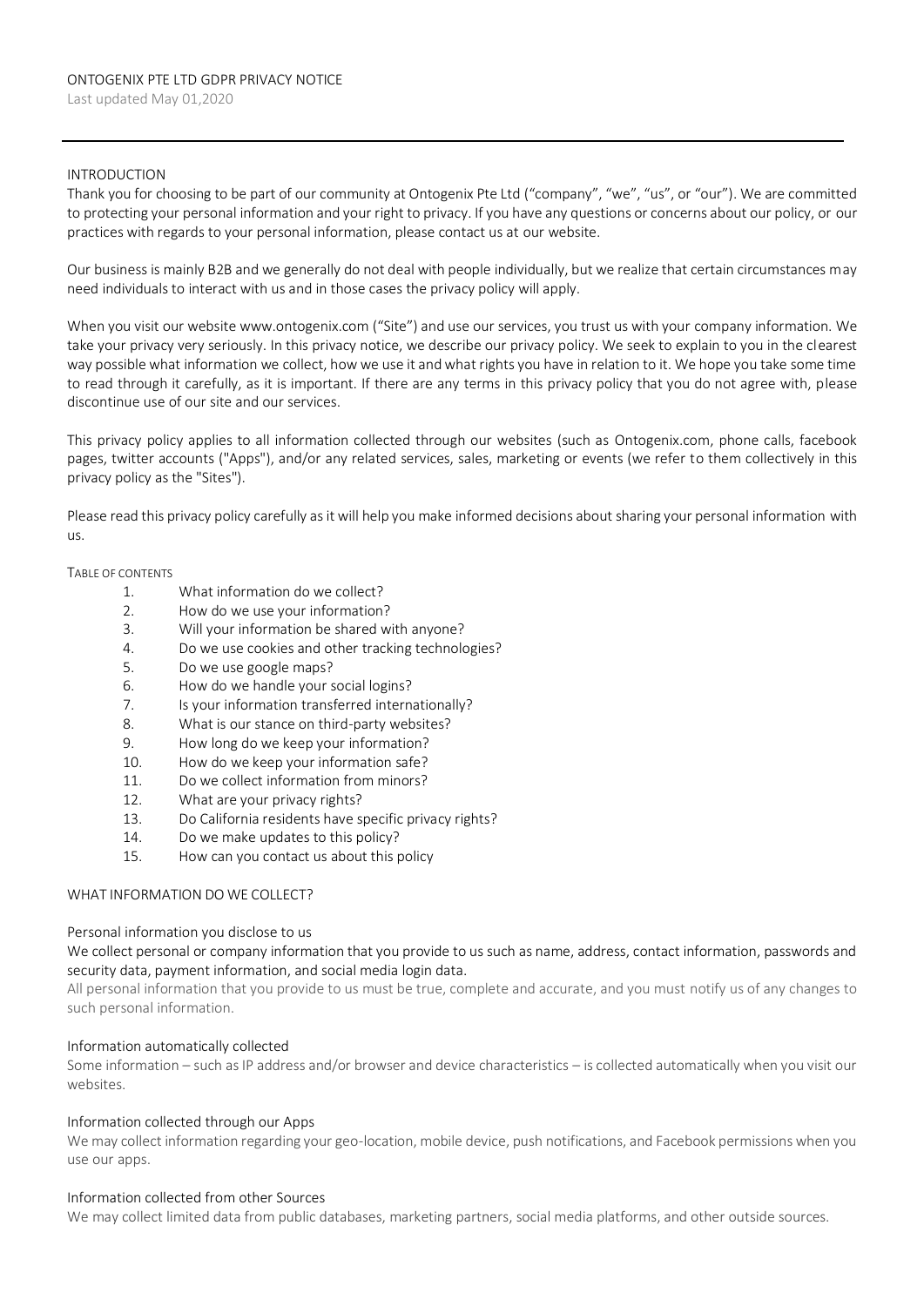# ONTOGENIX PTE LTD GDPR PRIVACY NOTICE

Last updated May 01,2020

---

## INTRODUCTION

Thank you for choosing to be part of our community at Ontogenix Pte Ltd ("company", "we", "us", or "our"). We are committed to protecting your personal information and your right to privacy. If you have any questions or concerns about our policy, or our practices with regards to your personal information, please contact us at our website.

Our business is mainly B2B and we generally do not deal with people individually, but we realize that certain circumstances may need individuals to interact with us and in those cases the privacy policy will apply.

When you visit our website www.ontogenix.com ("Site") and use our services, you trust us with your company information. We take your privacy very seriously. In this privacy notice, we describe our privacy policy. We seek to explain to you in the clearest way possible what information we collect, how we use it and what rights you have in relation to it. We hope you take some time to read through it carefully, as it is important. If there are any terms in this privacy policy that you do not agree with, please discontinue use of our site and our services.

This privacy policy applies to all information collected through our websites (such as Ontogenix.com, phone calls, facebook pages, twitter accounts ("Apps"), and/or any related services, sales, marketing or events (we refer to them collectively in this privacy policy as the "Sites").

Please read this privacy policy carefully as it will help you make informed decisions about sharing your personal information with us.

TABLE OF CONTENTS

1. What information do we collect?
2. How do we use your information?
3. Will your information be shared with anyone?
4. Do we use cookies and other tracking technologies?
5. Do we use google maps?
6. How do we handle your social logins?
7. Is your information transferred internationally?
8. What is our stance on third-party websites?
9. How long do we keep your information?
10. How do we keep your information safe?
11. Do we collect information from minors?
12. What are your privacy rights?
13. Do California residents have specific privacy rights?
14. Do we make updates to this policy?
15. How can you contact us about this policy

## WHAT INFORMATION DO WE COLLECT?

### Personal information you disclose to us

We collect personal or company information that you provide to us such as name, address, contact information, passwords and security data, payment information, and social media login data.

All personal information that you provide to us must be true, complete and accurate, and you must notify us of any changes to such personal information.

### Information automatically collected

Some information – such as IP address and/or browser and device characteristics – is collected automatically when you visit our websites.

### Information collected through our Apps

We may collect information regarding your geo-location, mobile device, push notifications, and Facebook permissions when you use our apps.

### Information collected from other Sources

We may collect limited data from public databases, marketing partners, social media platforms, and other outside sources.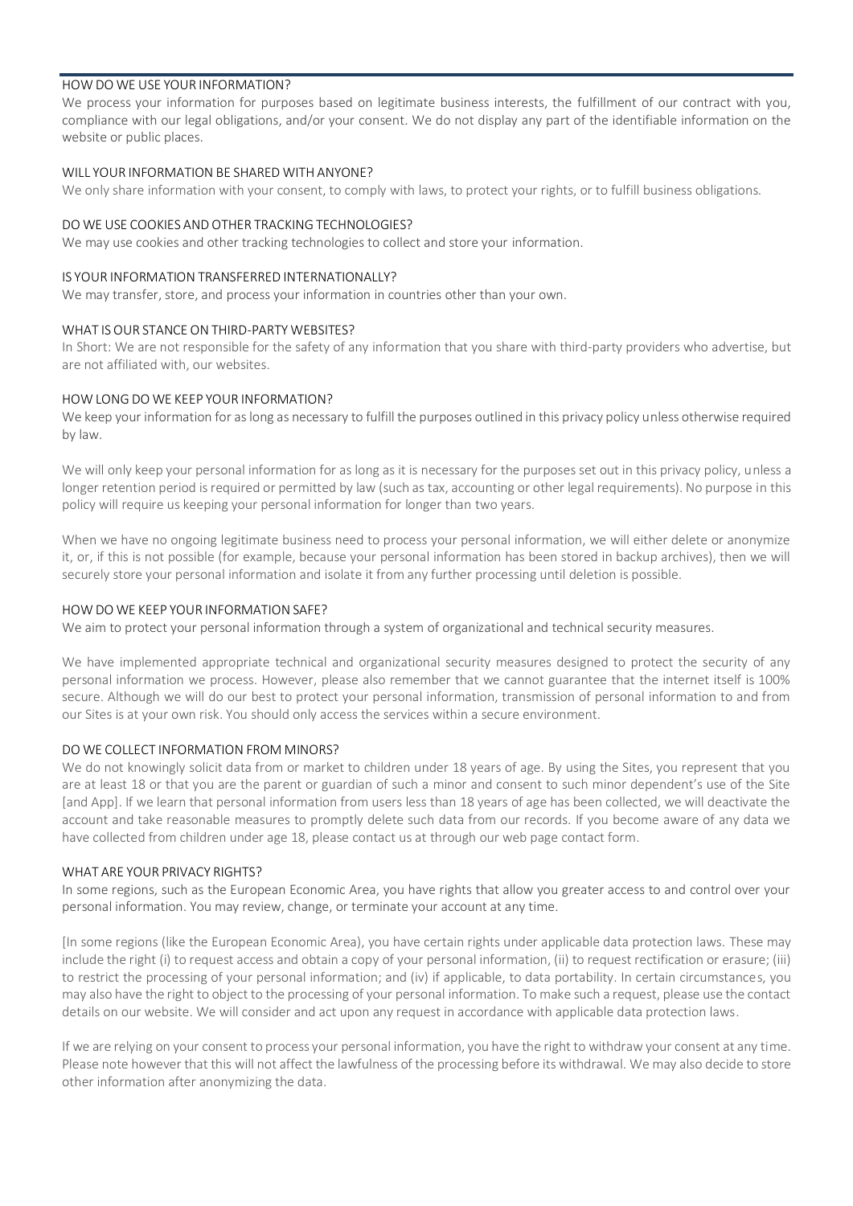## HOW DO WE USE YOUR INFORMATION?

We process your information for purposes based on legitimate business interests, the fulfillment of our contract with you, compliance with our legal obligations, and/or your consent. We do not display any part of the identifiable information on the website or public places.

## WILL YOUR INFORMATION BE SHARED WITH ANYONE?

We only share information with your consent, to comply with laws, to protect your rights, or to fulfill business obligations.

## DO WE USE COOKIES AND OTHER TRACKING TECHNOLOGIES?

We may use cookies and other tracking technologies to collect and store your information.

## IS YOUR INFORMATION TRANSFERRED INTERNATIONALLY?

We may transfer, store, and process your information in countries other than your own.

## WHAT IS OUR STANCE ON THIRD-PARTY WEBSITES?

In Short: We are not responsible for the safety of any information that you share with third-party providers who advertise, but are not affiliated with, our websites.

## HOW LONG DO WE KEEP YOUR INFORMATION?

We keep your information for as long as necessary to fulfill the purposes outlined in this privacy policy unless otherwise required by law.

We will only keep your personal information for as long as it is necessary for the purposes set out in this privacy policy, unless a longer retention period is required or permitted by law (such as tax, accounting or other legal requirements). No purpose in this policy will require us keeping your personal information for longer than two years.

When we have no ongoing legitimate business need to process your personal information, we will either delete or anonymize it, or, if this is not possible (for example, because your personal information has been stored in backup archives), then we will securely store your personal information and isolate it from any further processing until deletion is possible.

## HOW DO WE KEEP YOUR INFORMATION SAFE?

We aim to protect your personal information through a system of organizational and technical security measures.

We have implemented appropriate technical and organizational security measures designed to protect the security of any personal information we process. However, please also remember that we cannot guarantee that the internet itself is 100% secure. Although we will do our best to protect your personal information, transmission of personal information to and from our Sites is at your own risk. You should only access the services within a secure environment.

## DO WE COLLECT INFORMATION FROM MINORS?

We do not knowingly solicit data from or market to children under 18 years of age. By using the Sites, you represent that you are at least 18 or that you are the parent or guardian of such a minor and consent to such minor dependent's use of the Site [and App]. If we learn that personal information from users less than 18 years of age has been collected, we will deactivate the account and take reasonable measures to promptly delete such data from our records. If you become aware of any data we have collected from children under age 18, please contact us at through our web page contact form.

## WHAT ARE YOUR PRIVACY RIGHTS?

In some regions, such as the European Economic Area, you have rights that allow you greater access to and control over your personal information. You may review, change, or terminate your account at any time.

[In some regions (like the European Economic Area), you have certain rights under applicable data protection laws. These may include the right (i) to request access and obtain a copy of your personal information, (ii) to request rectification or erasure; (iii) to restrict the processing of your personal information; and (iv) if applicable, to data portability. In certain circumstances, you may also have the right to object to the processing of your personal information. To make such a request, please use the contact details on our website. We will consider and act upon any request in accordance with applicable data protection laws.

If we are relying on your consent to process your personal information, you have the right to withdraw your consent at any time. Please note however that this will not affect the lawfulness of the processing before its withdrawal. We may also decide to store other information after anonymizing the data.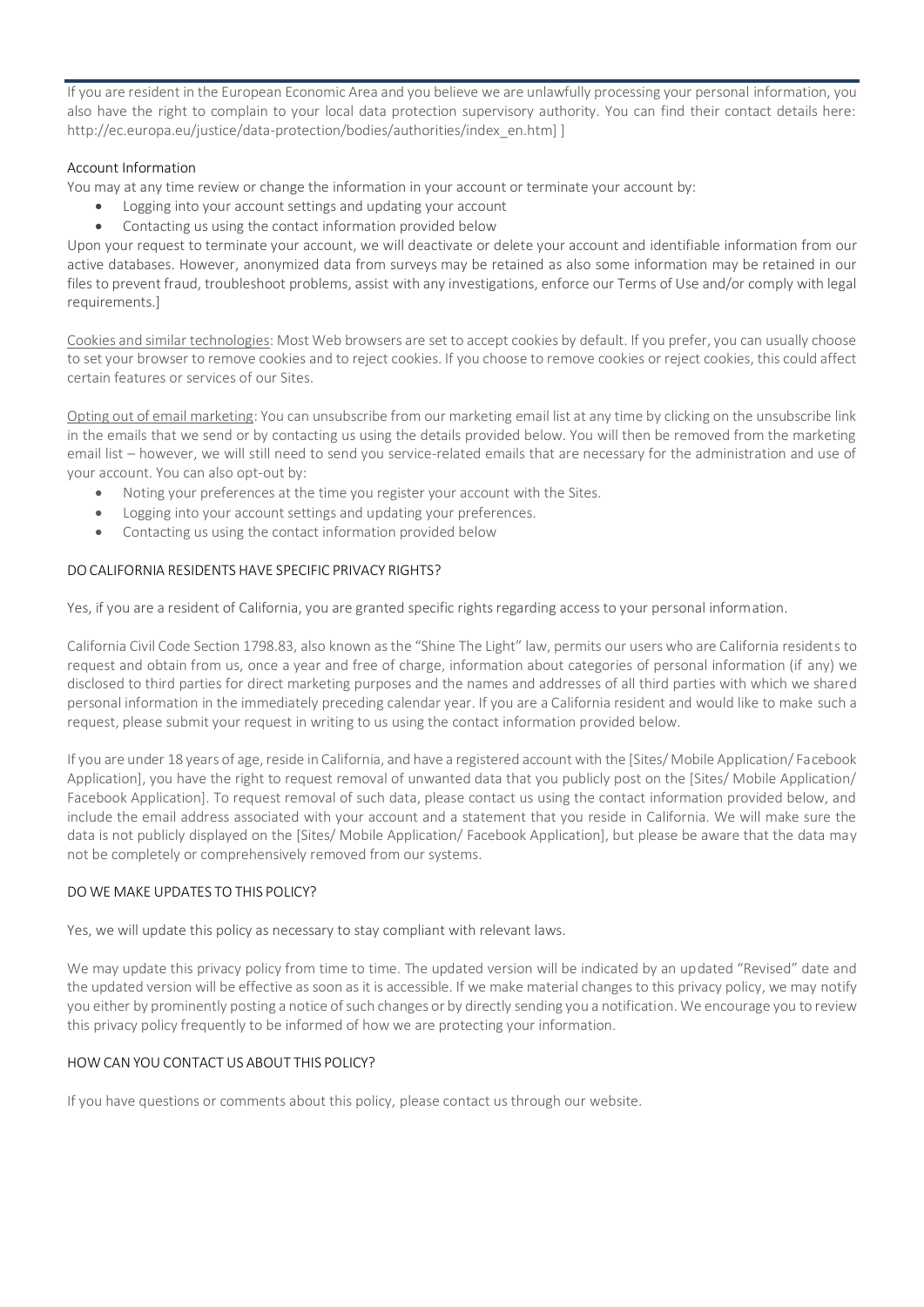If you are resident in the European Economic Area and you believe we are unlawfully processing your personal information, you also have the right to complain to your local data protection supervisory authority. You can find their contact details here: http://ec.europa.eu/justice/data-protection/bodies/authorities/index_en.htm] ]

Account Information

You may at any time review or change the information in your account or terminate your account by:

- Logging into your account settings and updating your account
- Contacting us using the contact information provided below

Upon your request to terminate your account, we will deactivate or delete your account and identifiable information from our active databases. However, anonymized data from surveys may be retained as also some information may be retained in our files to prevent fraud, troubleshoot problems, assist with any investigations, enforce our Terms of Use and/or comply with legal requirements.]

Cookies and similar technologies: Most Web browsers are set to accept cookies by default. If you prefer, you can usually choose to set your browser to remove cookies and to reject cookies. If you choose to remove cookies or reject cookies, this could affect certain features or services of our Sites.

Opting out of email marketing: You can unsubscribe from our marketing email list at any time by clicking on the unsubscribe link in the emails that we send or by contacting us using the details provided below. You will then be removed from the marketing email list – however, we will still need to send you service-related emails that are necessary for the administration and use of your account. You can also opt-out by:

- Noting your preferences at the time you register your account with the Sites.
- Logging into your account settings and updating your preferences.
- Contacting us using the contact information provided below

## DO CALIFORNIA RESIDENTS HAVE SPECIFIC PRIVACY RIGHTS?

Yes, if you are a resident of California, you are granted specific rights regarding access to your personal information.

California Civil Code Section 1798.83, also known as the "Shine The Light" law, permits our users who are California residents to request and obtain from us, once a year and free of charge, information about categories of personal information (if any) we disclosed to third parties for direct marketing purposes and the names and addresses of all third parties with which we shared personal information in the immediately preceding calendar year. If you are a California resident and would like to make such a request, please submit your request in writing to us using the contact information provided below.

If you are under 18 years of age, reside in California, and have a registered account with the [Sites/ Mobile Application/ Facebook Application], you have the right to request removal of unwanted data that you publicly post on the [Sites/ Mobile Application/ Facebook Application]. To request removal of such data, please contact us using the contact information provided below, and include the email address associated with your account and a statement that you reside in California. We will make sure the data is not publicly displayed on the [Sites/ Mobile Application/ Facebook Application], but please be aware that the data may not be completely or comprehensively removed from our systems.

## DO WE MAKE UPDATES TO THIS POLICY?

Yes, we will update this policy as necessary to stay compliant with relevant laws.

We may update this privacy policy from time to time. The updated version will be indicated by an updated "Revised" date and the updated version will be effective as soon as it is accessible. If we make material changes to this privacy policy, we may notify you either by prominently posting a notice of such changes or by directly sending you a notification. We encourage you to review this privacy policy frequently to be informed of how we are protecting your information.

## HOW CAN YOU CONTACT US ABOUT THIS POLICY?

If you have questions or comments about this policy, please contact us through our website.